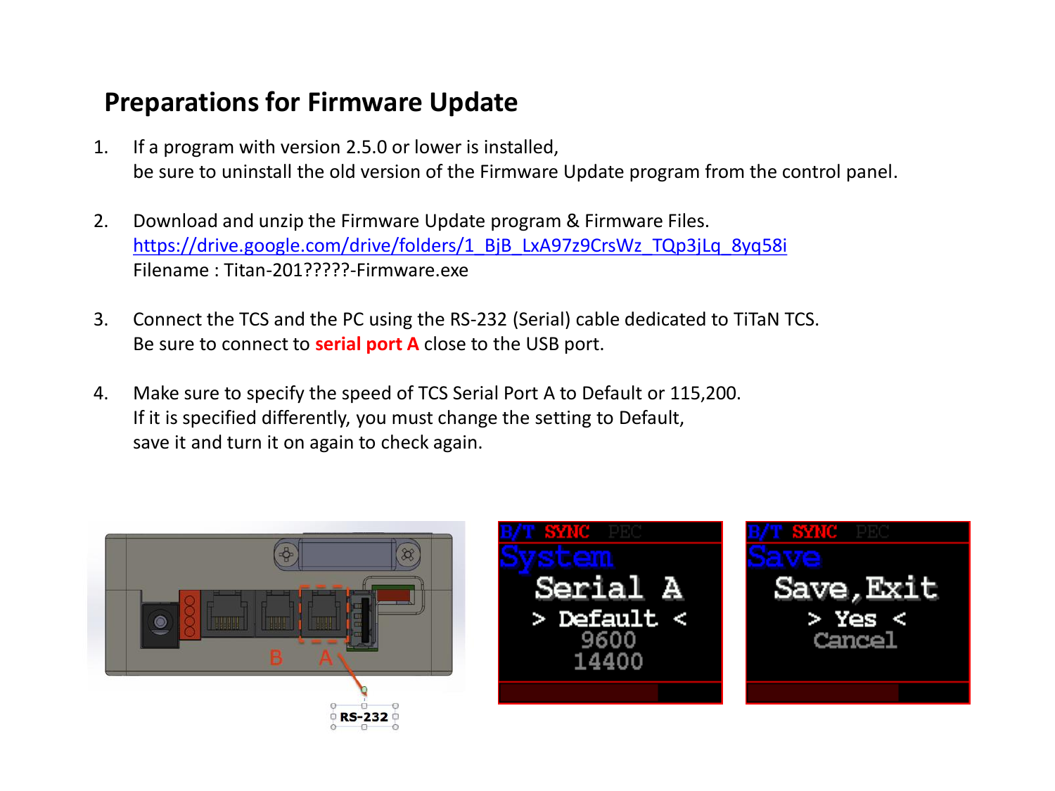## Preparations for Firmware Update

1. If a program with version 2.5.0 or lower is installed,
   be sure to uninstall the old version of the Firmware Update program from the control panel.

2. Download and unzip the Firmware Update program & Firmware Files.
   https://drive.google.com/drive/folders/1_BjB_LxA97z9CrsWz_TQp3jLq_8yq58i
   Filename : Titan-201?????-Firmware.exe

3. Connect the TCS and the PC using the RS-232 (Serial) cable dedicated to TiTaN TCS.
   Be sure to connect to **serial port A** close to the USB port.

4. Make sure to specify the speed of TCS Serial Port A to Default or 115,200.
   If it is specified differently, you must change the setting to Default,
   save it and turn it on again to check again.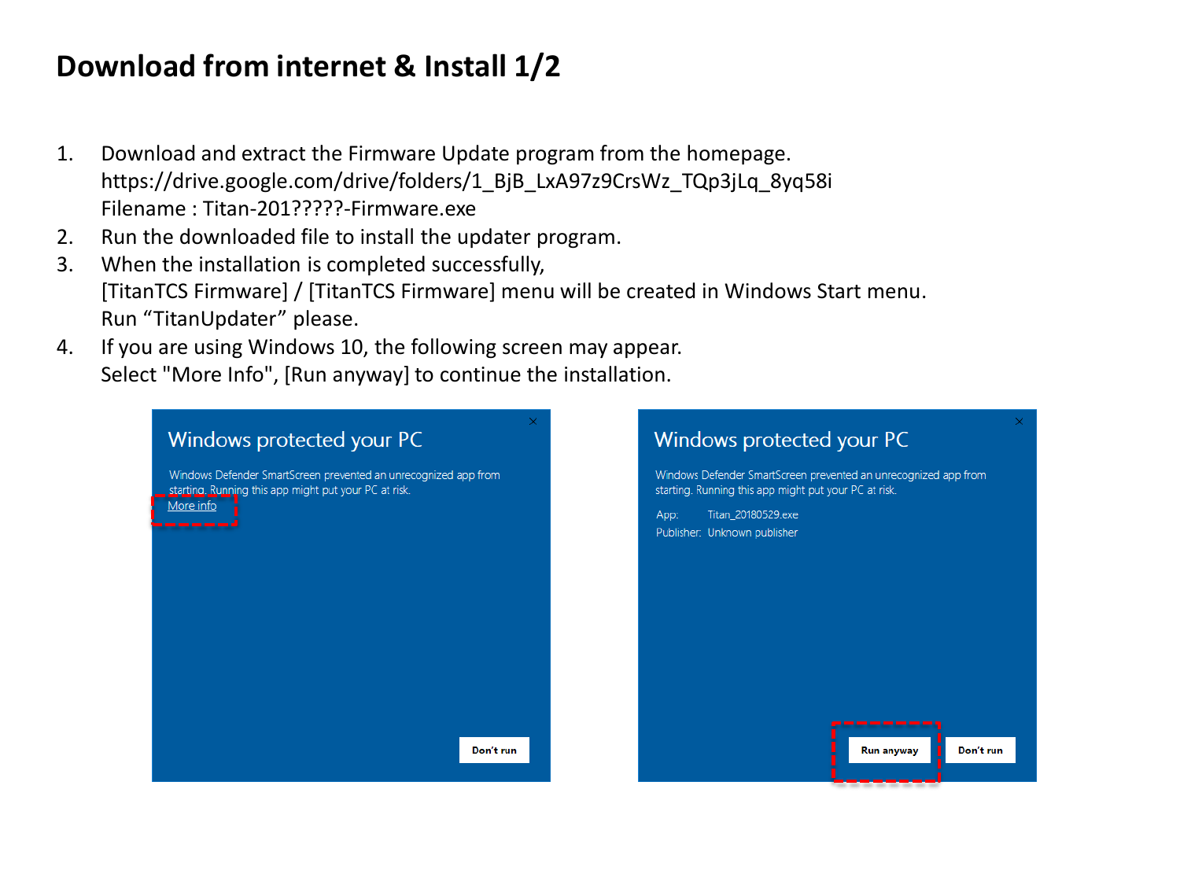# Download from internet & Install 1/2

1. Download and extract the Firmware Update program from the homepage.
   https://drive.google.com/drive/folders/1_BjB_LxA97z9CrsWz_TQp3jLq_8yq58i
   Filename : Titan-201?????-Firmware.exe
2. Run the downloaded file to install the updater program.
3. When the installation is completed successfully,
   [TitanTCS Firmware] / [TitanTCS Firmware] menu will be created in Windows Start menu.
   Run "TitanUpdater" please.
4. If you are using Windows 10, the following screen may appear.
   Select "More Info", [Run anyway] to continue the installation.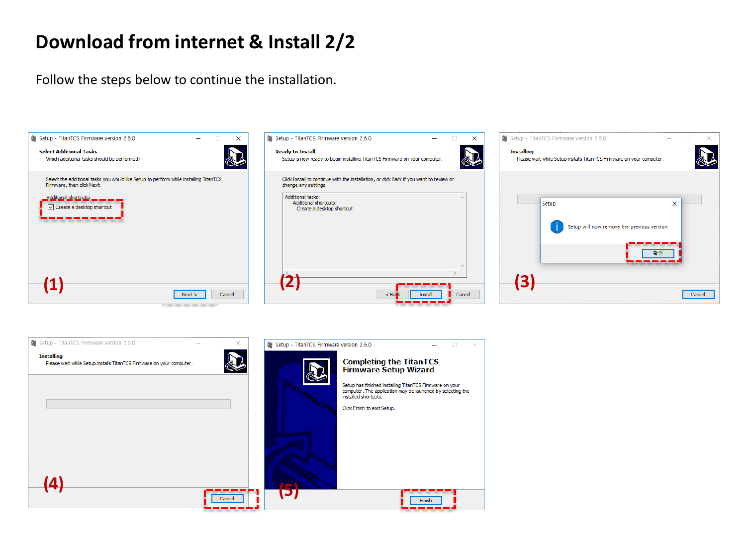# Download from internet & Install 2/2

Follow the steps below to continue the installation.

**(1)** Setup - TitanTCS Firmware version 2.6.0

**Select Additional Tasks**
Which additional tasks should be performed?

Select the additional tasks you would like Setup to perform while installing TitanTCS Firmware, then click Next.

Additional shortcuts:

☑ Create a desktop shortcut

Next > | Cancel

**(2)** Setup - TitanTCS Firmware version 2.6.0

**Ready to Install**
Setup is now ready to begin installing TitanTCS Firmware on your computer.

Click Install to continue with the installation, or click Back if you want to review or change any settings.

Additional tasks:
Additional shortcuts:
Create a desktop shortcut

< Back | Install | Cancel

**(3)** Setup - TitanTCS Firmware version 2.6.0

**Installing**
Please wait while Setup installs TitanTCS Firmware on your computer.

Setup

Setup will now remove the previous version

확인

Cancel

**(4)** Setup - TitanTCS Firmware version 2.6.0

**Installing**
Please wait while Setup installs TitanTCS Firmware on your computer.

Cancel

**(5)** Setup - TitanTCS Firmware version 2.6.0

**Completing the TitanTCS Firmware Setup Wizard**

Setup has finished installing TitanTCS Firmware on your computer. The application may be launched by selecting the installed shortcuts.

Click Finish to exit Setup.

Finish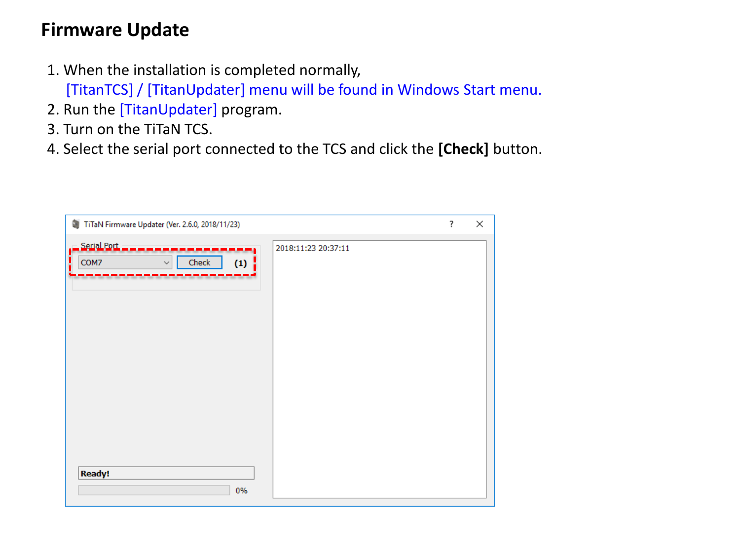# Firmware Update

1. When the installation is completed normally,
   [TitanTCS] / [TitanUpdater] menu will be found in Windows Start menu.
2. Run the [TitanUpdater] program.
3. Turn on the TiTaN TCS.
4. Select the serial port connected to the TCS and click the **[Check]** button.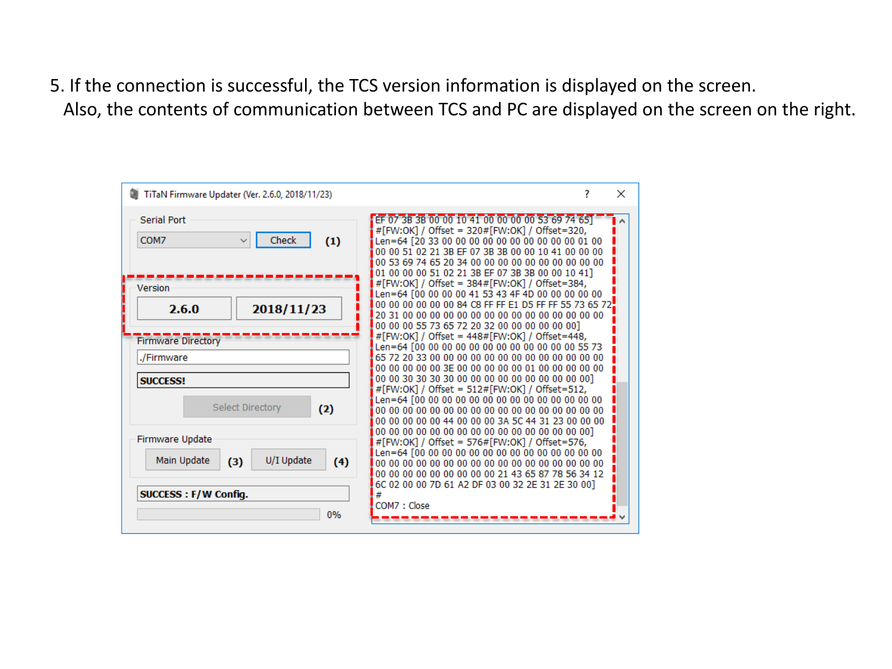5. If the connection is successful, the TCS version information is displayed on the screen.
   Also, the contents of communication between TCS and PC are displayed on the screen on the right.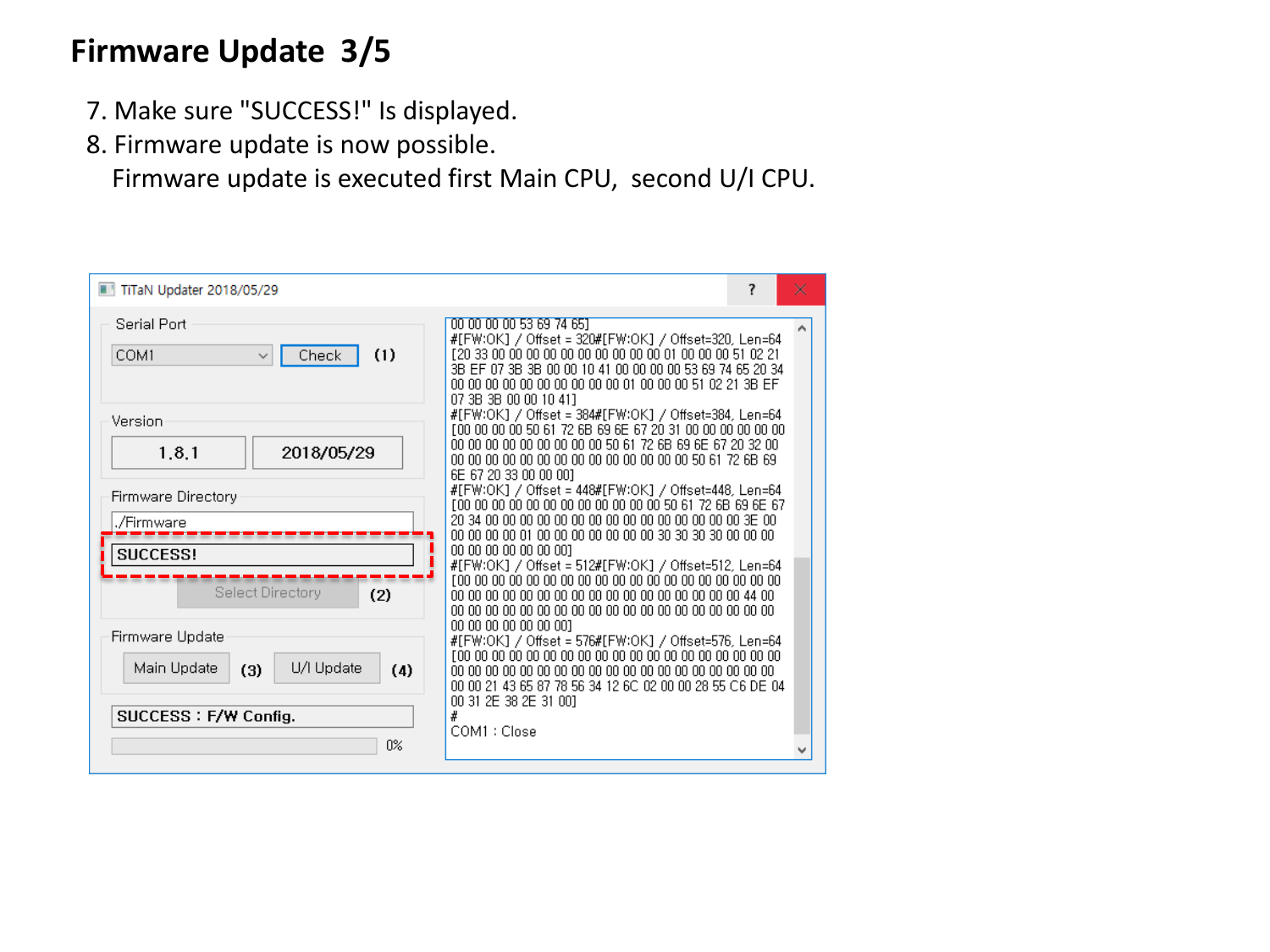# Firmware Update 3/5

7. Make sure "SUCCESS!" Is displayed.
8. Firmware update is now possible.
   Firmware update is executed first Main CPU, second U/I CPU.

TiTaN Updater 2018/05/29

Serial Port

COM1 | Check | (1)

Version

1.8.1 | 2018/05/29

Firmware Directory

./Firmware

SUCCESS!

Select Directory (2)

Firmware Update

Main Update (3) | U/I Update (4)

SUCCESS : F/W Config.

0%

```
00 00 00 00 53 69 74 65]
#[FW:OK] / Offset = 320#[FW:OK] / Offset=320, Len=64
[20 33 00 00 00 00 00 00 00 00 00 00 01 00 00 00 51 02 21
3B EF 07 3B 3B 00 00 10 41 00 00 00 00 53 69 74 65 20 34
00 00 00 00 00 00 00 00 00 00 00 01 00 00 00 51 02 21 3B EF
07 3B 3B 00 00 10 41]
#[FW:OK] / Offset = 384#[FW:OK] / Offset=384, Len=64
[00 00 00 00 50 61 72 6B 69 6E 67 20 31 00 00 00 00 00 00
00 00 00 00 00 00 00 00 00 50 61 72 6B 69 6E 67 20 32 00
00 00 00 00 00 00 00 00 00 00 00 00 00 00 50 61 72 6B 69
6E 67 20 33 00 00 00]
#[FW:OK] / Offset = 448#[FW:OK] / Offset=448, Len=64
[00 00 00 00 00 00 00 00 00 00 00 00 00 50 61 72 6B 69 6E 67
20 34 00 00 00 00 00 00 00 00 00 00 00 00 00 00 00 3E 00
00 00 00 00 01 00 00 00 00 00 00 00 30 30 30 30 00 00 00
00 00 00 00 00 00 00]
#[FW:OK] / Offset = 512#[FW:OK] / Offset=512, Len=64
[00 00 00 00 00 00 00 00 00 00 00 00 00 00 00 00 00 00 00 00
00 00 00 00 00 00 00 00 00 00 00 00 00 00 00 00 00 00 44 00
00 00 00 00 00 00 00 00 00 00 00 00 00 00 00 00 00 00 00 00
00 00 00 00 00 00 00]
#[FW:OK] / Offset = 576#[FW:OK] / Offset=576, Len=64
[00 00 00 00 00 00 00 00 00 00 00 00 00 00 00 00 00 00 00 00
00 00 00 00 00 00 00 00 00 00 00 00 00 00 00 00 00 00 00 00
00 00 21 43 65 87 78 56 34 12 6C 02 00 00 28 55 C6 DE 04
00 31 2E 38 2E 31 00]
#
COM1 : Close
```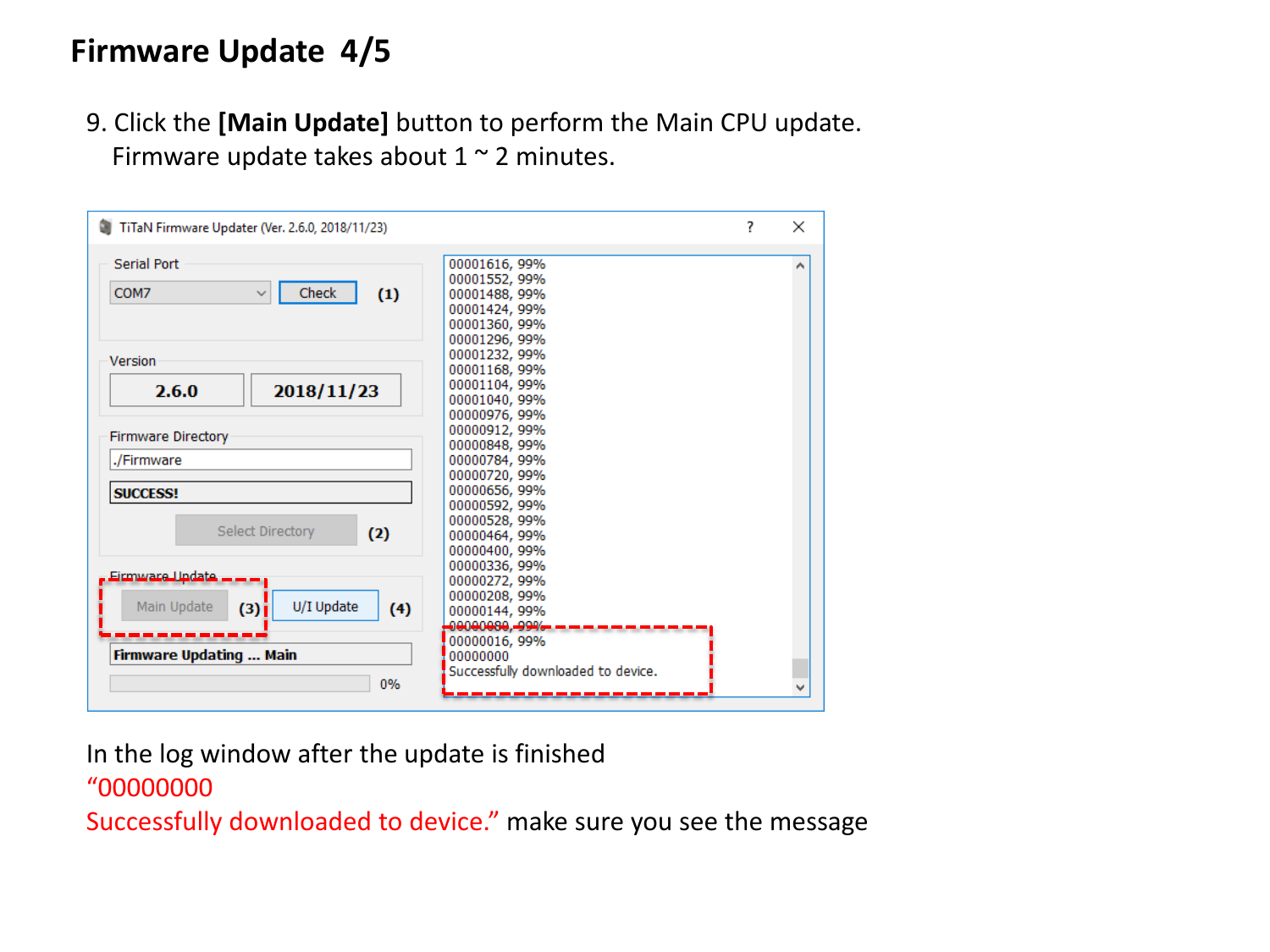# Firmware Update 4/5

9. Click the **[Main Update]** button to perform the Main CPU update.
   Firmware update takes about 1 ~ 2 minutes.

TiTaN Firmware Updater (Ver. 2.6.0, 2018/11/23)

Serial Port: COM7 — Check (1)

Version: 2.6.0 | 2018/11/23

Firmware Directory: ./Firmware

SUCCESS!

Select Directory (2)

Firmware Update: Main Update (3) — U/I Update (4)

Firmware Updating ... Main

0%

```
00001616, 99%
00001552, 99%
00001488, 99%
00001424, 99%
00001360, 99%
00001296, 99%
00001232, 99%
00001168, 99%
00001104, 99%
00001040, 99%
00000976, 99%
00000912, 99%
00000848, 99%
00000784, 99%
00000720, 99%
00000656, 99%
00000592, 99%
00000528, 99%
00000464, 99%
00000400, 99%
00000336, 99%
00000272, 99%
00000208, 99%
00000144, 99%
00000080, 99%
00000016, 99%
00000000
Successfully downloaded to device.
```

In the log window after the update is finished
"00000000
Successfully downloaded to device." make sure you see the message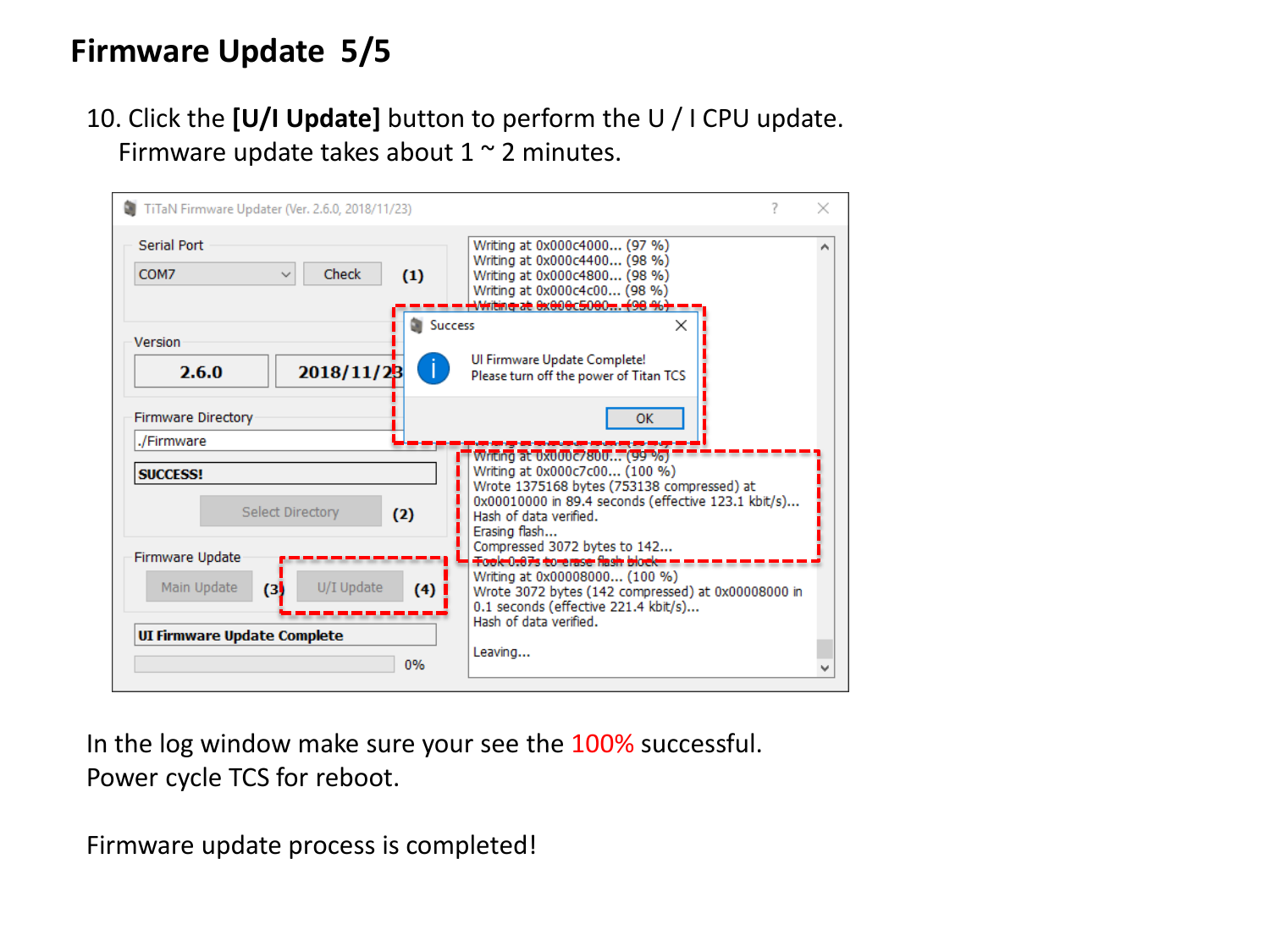# Firmware Update 5/5

10. Click the **[U/I Update]** button to perform the U / I CPU update.
    Firmware update takes about 1 ~ 2 minutes.

In the log window make sure your see the 100% successful.
Power cycle TCS for reboot.

Firmware update process is completed!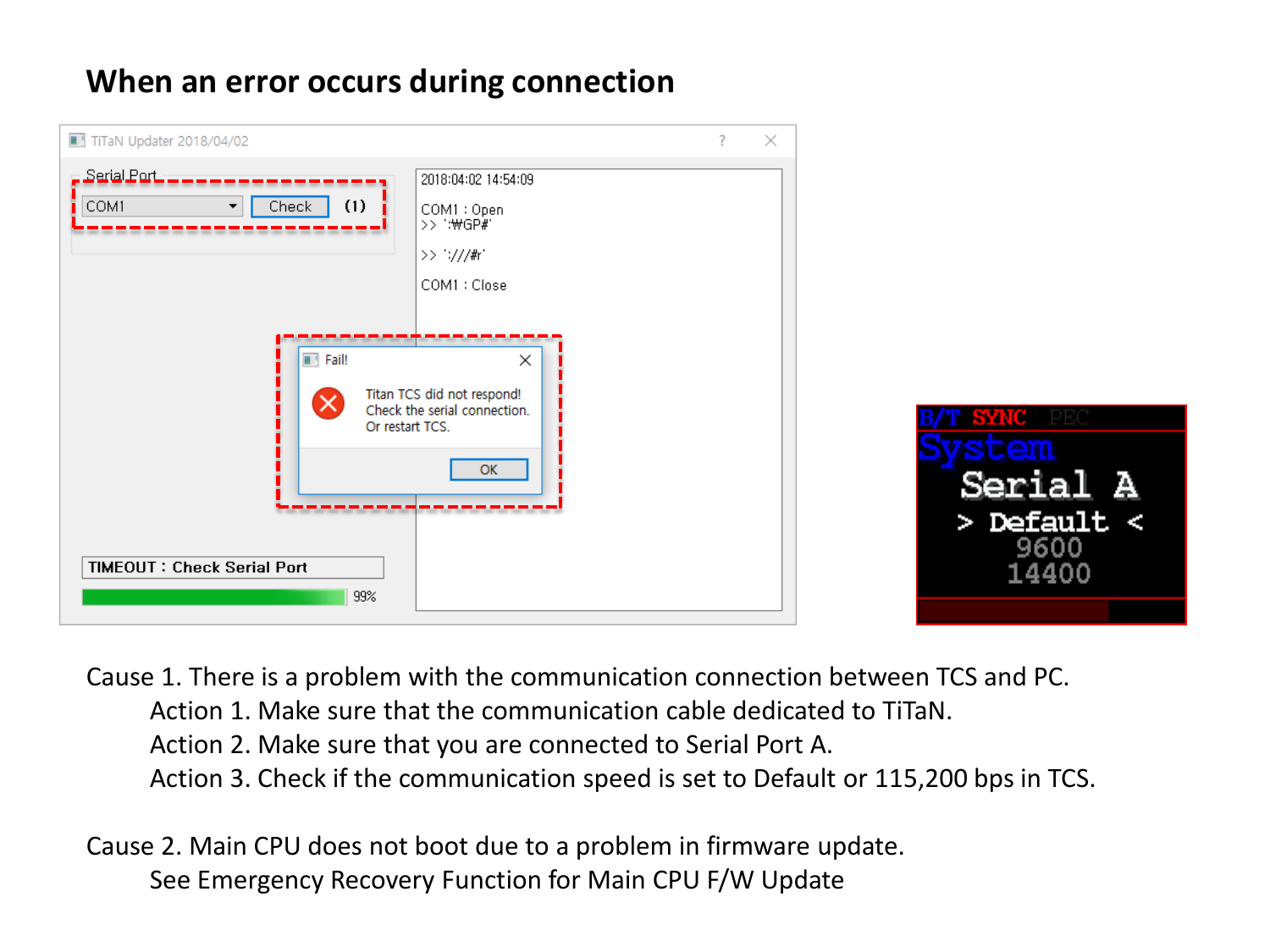## When an error occurs during connection

Cause 1. There is a problem with the communication connection between TCS and PC.

- Action 1. Make sure that the communication cable dedicated to TiTaN.
- Action 2. Make sure that you are connected to Serial Port A.
- Action 3. Check if the communication speed is set to Default or 115,200 bps in TCS.

Cause 2. Main CPU does not boot due to a problem in firmware update.

- See Emergency Recovery Function for Main CPU F/W Update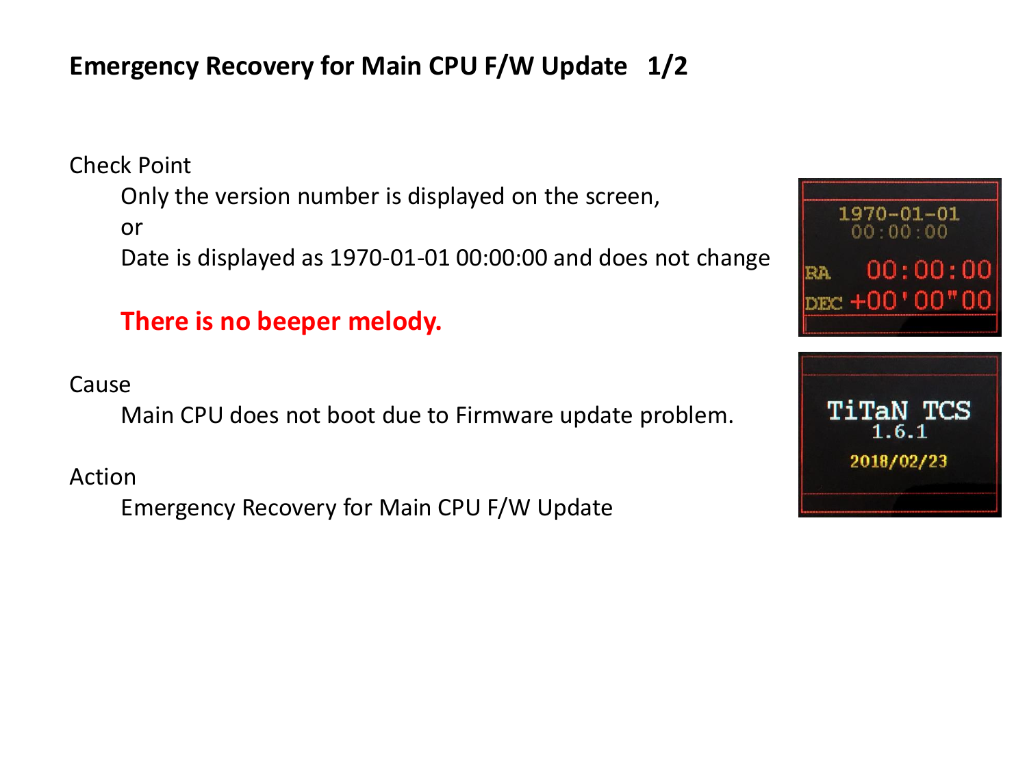# Emergency Recovery for Main CPU F/W Update 1/2

Check Point

Only the version number is displayed on the screen,

or

Date is displayed as 1970-01-01 00:00:00 and does not change

**There is no beeper melody.**

Cause

Main CPU does not boot due to Firmware update problem.

Action

Emergency Recovery for Main CPU F/W Update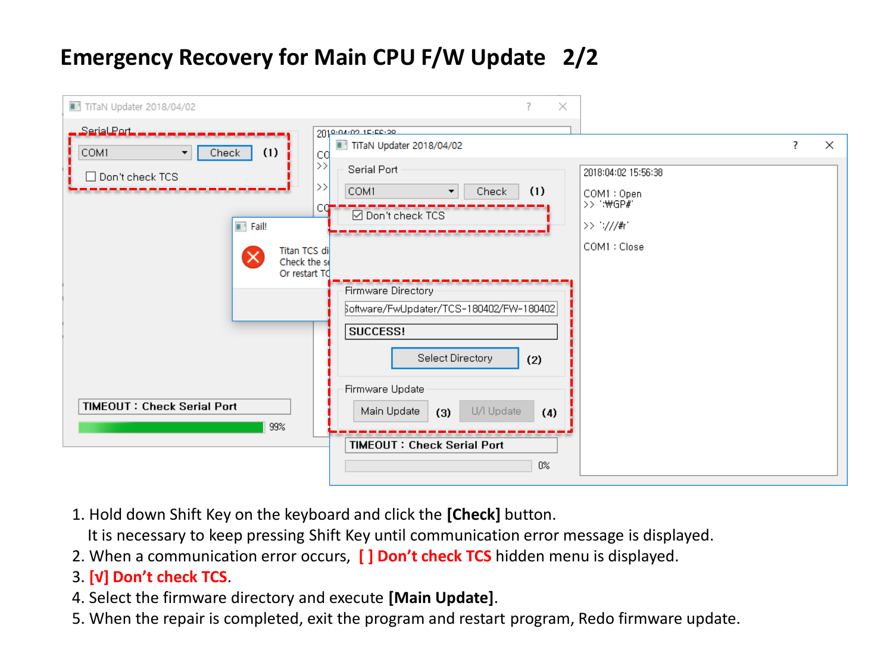# Emergency Recovery for Main CPU F/W Update 2/2

1. Hold down Shift Key on the keyboard and click the **[Check]** button.
   It is necessary to keep pressing Shift Key until communication error message is displayed.
2. When a communication error occurs, **[ ] Don't check TCS** hidden menu is displayed.
3. **[v] Don't check TCS**.
4. Select the firmware directory and execute **[Main Update]**.
5. When the repair is completed, exit the program and restart program, Redo firmware update.